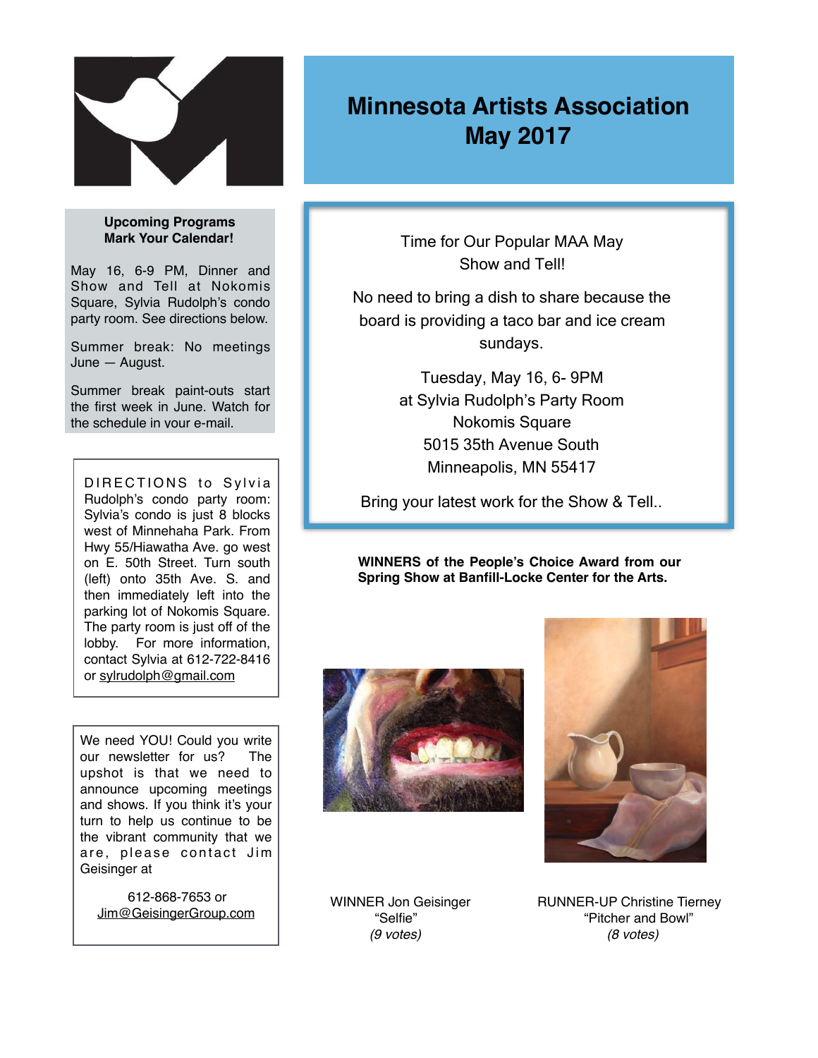# Minnesota Artists Association
# May 2017

**Upcoming Programs**
**Mark Your Calendar!**

May 16, 6-9 PM, Dinner and Show and Tell at Nokomis Square, Sylvia Rudolph's condo party room. See directions below.

Summer break: No meetings June — August.

Summer break paint-outs start the first week in June. Watch for the schedule in your e-mail.

DIRECTIONS to Sylvia Rudolph's condo party room: Sylvia's condo is just 8 blocks west of Minnehaha Park. From Hwy 55/Hiawatha Ave. go west on E. 50th Street. Turn south (left) onto 35th Ave. S. and then immediately left into the parking lot of Nokomis Square. The party room is just off of the lobby. For more information, contact Sylvia at 612-722-8416 or sylrudolph@gmail.com

We need YOU! Could you write our newsletter for us? The upshot is that we need to announce upcoming meetings and shows. If you think it's your turn to help us continue to be the vibrant community that we are, please contact Jim Geisinger at

612-868-7653 or
Jim@GeisingerGroup.com

Time for Our Popular MAA May Show and Tell!

No need to bring a dish to share because the board is providing a taco bar and ice cream sundays.

Tuesday, May 16, 6- 9PM
at Sylvia Rudolph's Party Room
Nokomis Square
5015 35th Avenue South
Minneapolis, MN 55417

Bring your latest work for the Show & Tell..

**WINNERS of the People's Choice Award from our Spring Show at Banfill-Locke Center for the Arts.**

WINNER Jon Geisinger
"Selfie"
*(9 votes)*

RUNNER-UP Christine Tierney
"Pitcher and Bowl"
*(8 votes)*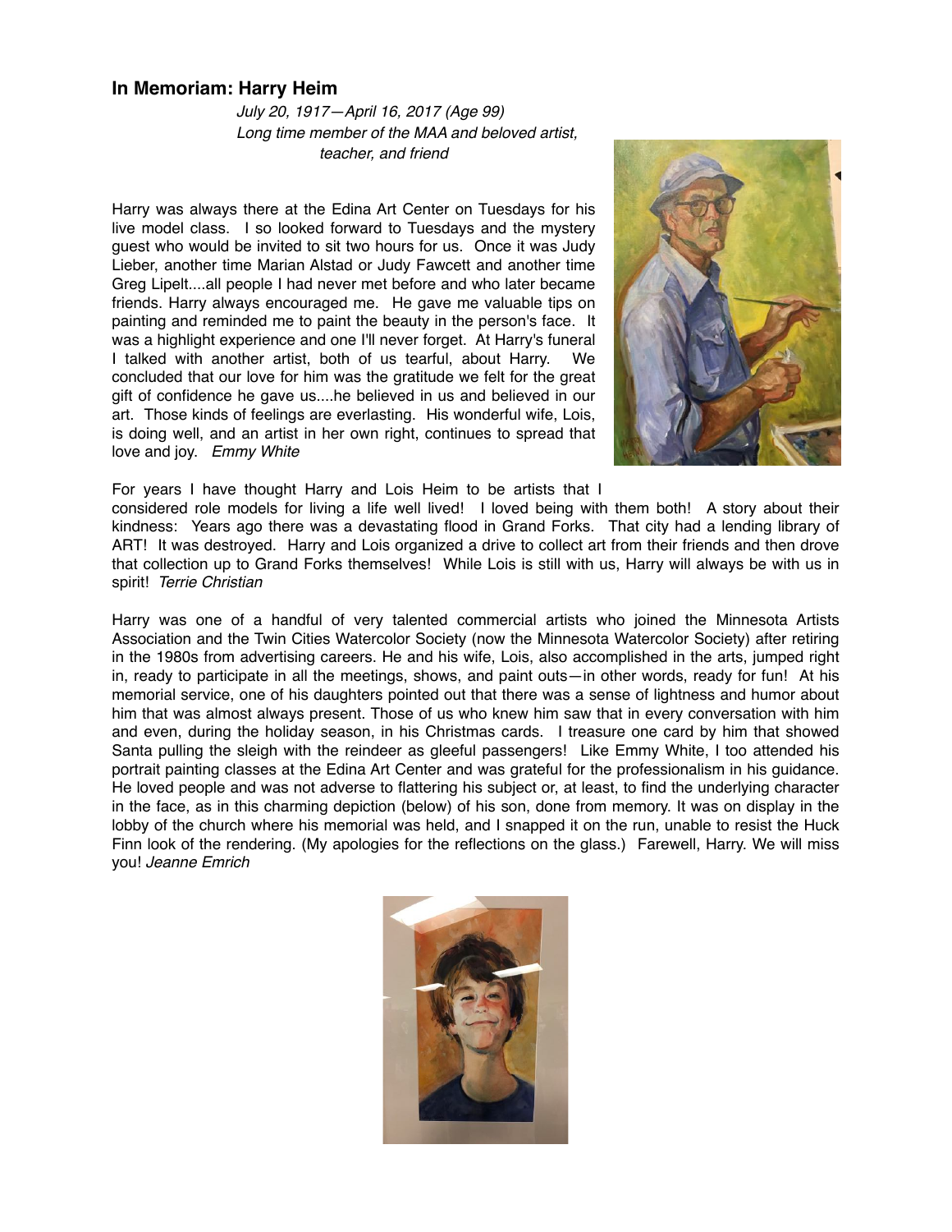## In Memoriam: Harry Heim

*July 20, 1917—April 16, 2017 (Age 99)*
*Long time member of the MAA and beloved artist, teacher, and friend*

Harry was always there at the Edina Art Center on Tuesdays for his live model class. I so looked forward to Tuesdays and the mystery guest who would be invited to sit two hours for us. Once it was Judy Lieber, another time Marian Alstad or Judy Fawcett and another time Greg Lipelt....all people I had never met before and who later became friends. Harry always encouraged me. He gave me valuable tips on painting and reminded me to paint the beauty in the person's face. It was a highlight experience and one I'll never forget. At Harry's funeral I talked with another artist, both of us tearful, about Harry. We concluded that our love for him was the gratitude we felt for the great gift of confidence he gave us....he believed in us and believed in our art. Those kinds of feelings are everlasting. His wonderful wife, Lois, is doing well, and an artist in her own right, continues to spread that love and joy. *Emmy White*

For years I have thought Harry and Lois Heim to be artists that I considered role models for living a life well lived! I loved being with them both! A story about their kindness: Years ago there was a devastating flood in Grand Forks. That city had a lending library of ART! It was destroyed. Harry and Lois organized a drive to collect art from their friends and then drove that collection up to Grand Forks themselves! While Lois is still with us, Harry will always be with us in spirit! *Terrie Christian*

Harry was one of a handful of very talented commercial artists who joined the Minnesota Artists Association and the Twin Cities Watercolor Society (now the Minnesota Watercolor Society) after retiring in the 1980s from advertising careers. He and his wife, Lois, also accomplished in the arts, jumped right in, ready to participate in all the meetings, shows, and paint outs—in other words, ready for fun! At his memorial service, one of his daughters pointed out that there was a sense of lightness and humor about him that was almost always present. Those of us who knew him saw that in every conversation with him and even, during the holiday season, in his Christmas cards. I treasure one card by him that showed Santa pulling the sleigh with the reindeer as gleeful passengers! Like Emmy White, I too attended his portrait painting classes at the Edina Art Center and was grateful for the professionalism in his guidance. He loved people and was not adverse to flattering his subject or, at least, to find the underlying character in the face, as in this charming depiction (below) of his son, done from memory. It was on display in the lobby of the church where his memorial was held, and I snapped it on the run, unable to resist the Huck Finn look of the rendering. (My apologies for the reflections on the glass.) Farewell, Harry. We will miss you! *Jeanne Emrich*